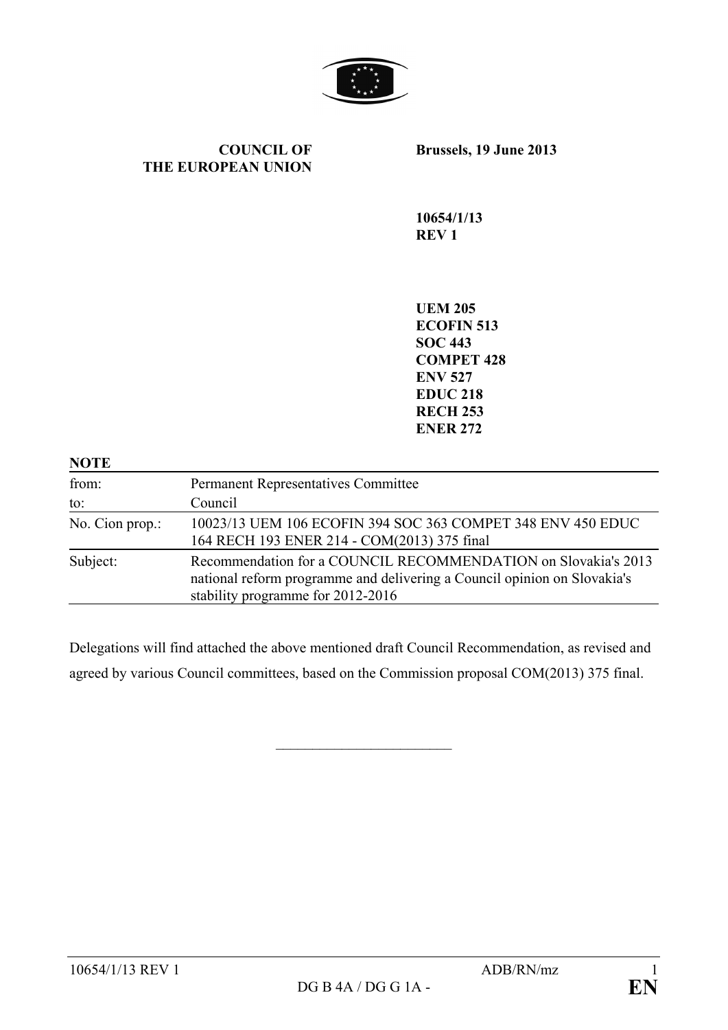**COUNCIL OF THE EUROPEAN UNION**

**Brussels, 19 June 2013**

**10654/1/13**
**REV 1**

**UEM 205**
**ECOFIN 513**
**SOC 443**
**COMPET 428**
**ENV 527**
**EDUC 218**
**RECH 253**
**ENER 272**

**NOTE**

| | |
|---|---|
| from: | Permanent Representatives Committee |
| to: | Council |
| No. Cion prop.: | 10023/13 UEM 106 ECOFIN 394 SOC 363 COMPET 348 ENV 450 EDUC 164 RECH 193 ENER 214 - COM(2013) 375 final |
| Subject: | Recommendation for a COUNCIL RECOMMENDATION on Slovakia's 2013 national reform programme and delivering a Council opinion on Slovakia's stability programme for 2012-2016 |

Delegations will find attached the above mentioned draft Council Recommendation, as revised and agreed by various Council committees, based on the Commission proposal COM(2013) 375 final.

\_\_\_\_\_\_\_\_\_\_\_\_\_\_\_\_\_\_\_\_\_\_\_\_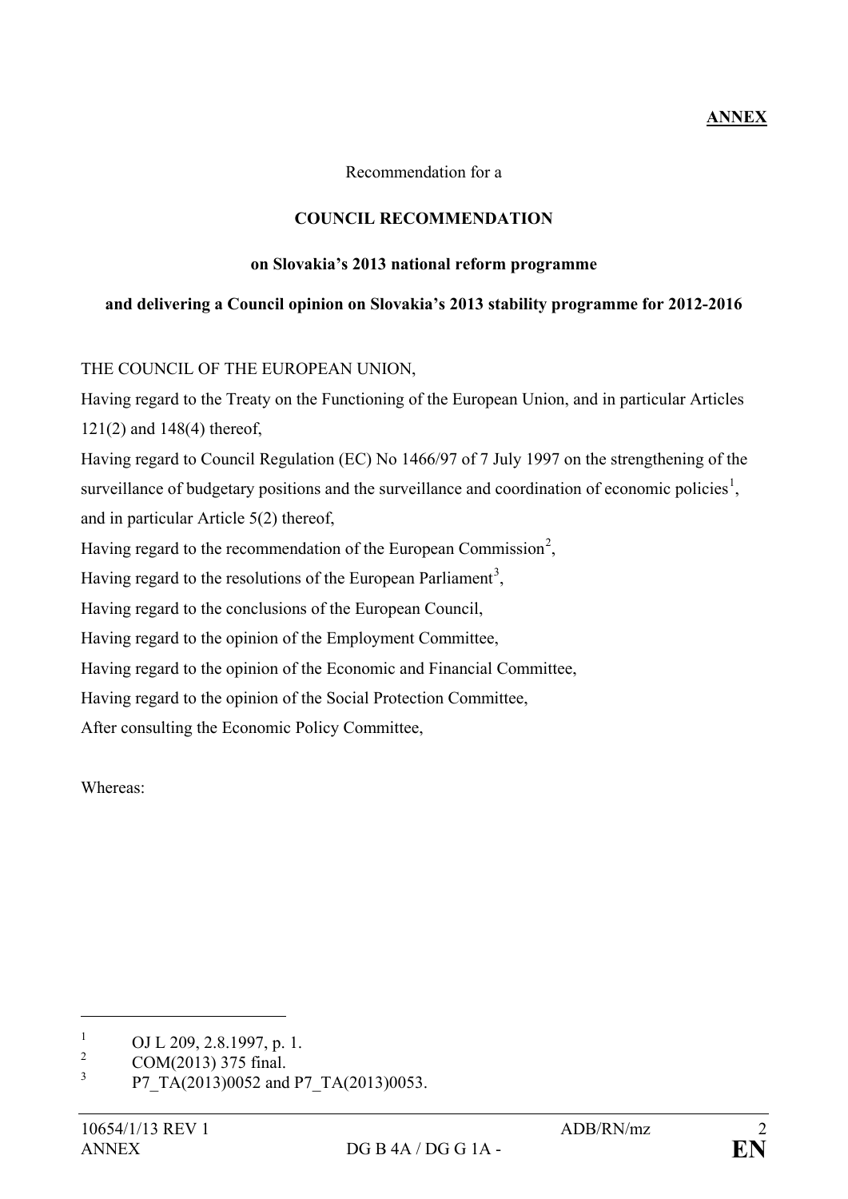**ANNEX**

Recommendation for a

**COUNCIL RECOMMENDATION**

**on Slovakia's 2013 national reform programme**

**and delivering a Council opinion on Slovakia's 2013 stability programme for 2012-2016**

THE COUNCIL OF THE EUROPEAN UNION,

Having regard to the Treaty on the Functioning of the European Union, and in particular Articles 121(2) and 148(4) thereof,

Having regard to Council Regulation (EC) No 1466/97 of 7 July 1997 on the strengthening of the surveillance of budgetary positions and the surveillance and coordination of economic policies[1], and in particular Article 5(2) thereof,

Having regard to the recommendation of the European Commission[2],

Having regard to the resolutions of the European Parliament[3],

Having regard to the conclusions of the European Council,

Having regard to the opinion of the Employment Committee,

Having regard to the opinion of the Economic and Financial Committee,

Having regard to the opinion of the Social Protection Committee,

After consulting the Economic Policy Committee,

Whereas:

---

[1] OJ L 209, 2.8.1997, p. 1.

[2] COM(2013) 375 final.

[3] P7_TA(2013)0052 and P7_TA(2013)0053.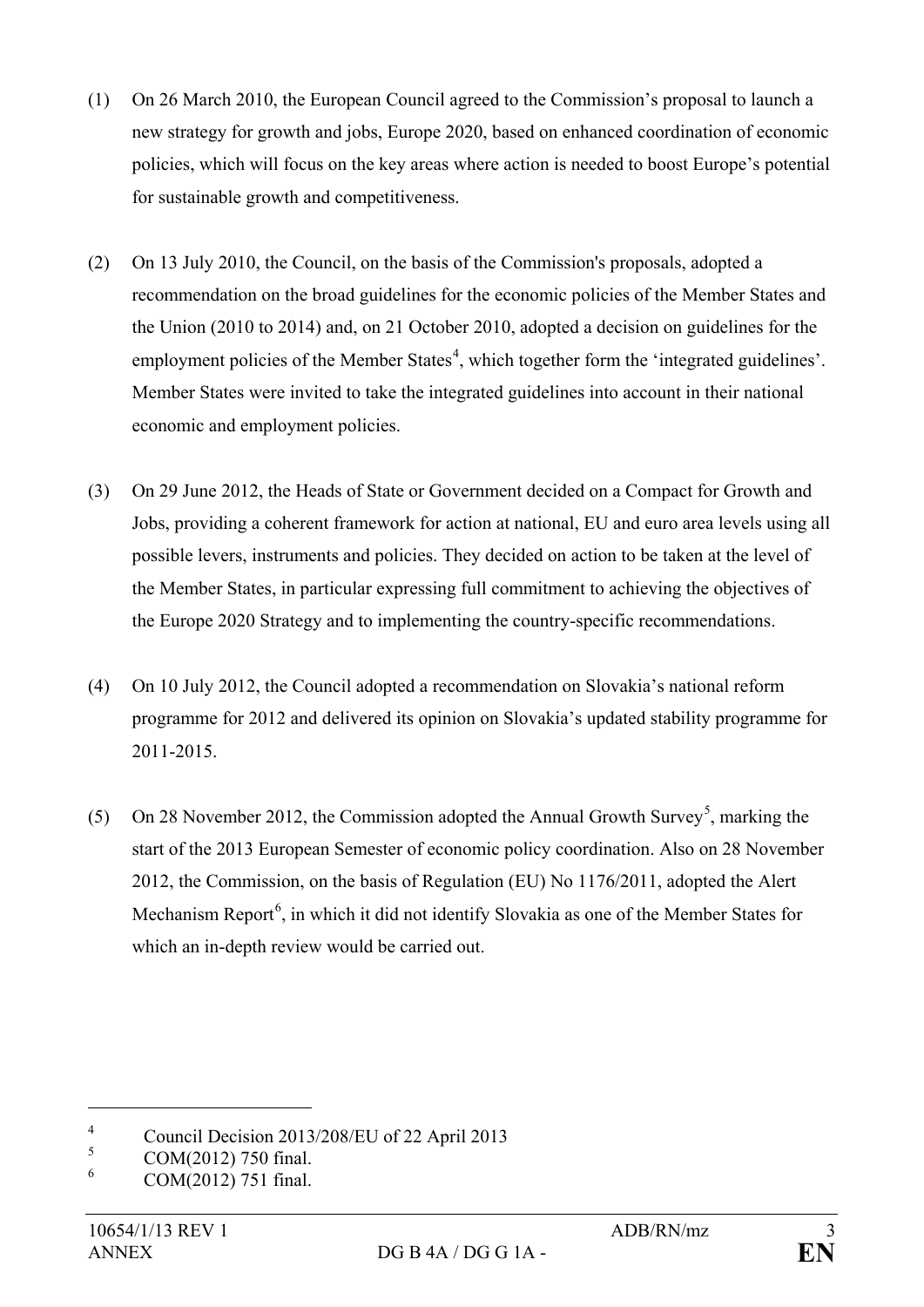(1) On 26 March 2010, the European Council agreed to the Commission's proposal to launch a new strategy for growth and jobs, Europe 2020, based on enhanced coordination of economic policies, which will focus on the key areas where action is needed to boost Europe's potential for sustainable growth and competitiveness.

(2) On 13 July 2010, the Council, on the basis of the Commission's proposals, adopted a recommendation on the broad guidelines for the economic policies of the Member States and the Union (2010 to 2014) and, on 21 October 2010, adopted a decision on guidelines for the employment policies of the Member States[4], which together form the 'integrated guidelines'. Member States were invited to take the integrated guidelines into account in their national economic and employment policies.

(3) On 29 June 2012, the Heads of State or Government decided on a Compact for Growth and Jobs, providing a coherent framework for action at national, EU and euro area levels using all possible levers, instruments and policies. They decided on action to be taken at the level of the Member States, in particular expressing full commitment to achieving the objectives of the Europe 2020 Strategy and to implementing the country-specific recommendations.

(4) On 10 July 2012, the Council adopted a recommendation on Slovakia's national reform programme for 2012 and delivered its opinion on Slovakia's updated stability programme for 2011-2015.

(5) On 28 November 2012, the Commission adopted the Annual Growth Survey[5], marking the start of the 2013 European Semester of economic policy coordination. Also on 28 November 2012, the Commission, on the basis of Regulation (EU) No 1176/2011, adopted the Alert Mechanism Report[6], in which it did not identify Slovakia as one of the Member States for which an in-depth review would be carried out.

---

[4] Council Decision 2013/208/EU of 22 April 2013

[5] COM(2012) 750 final.

[6] COM(2012) 751 final.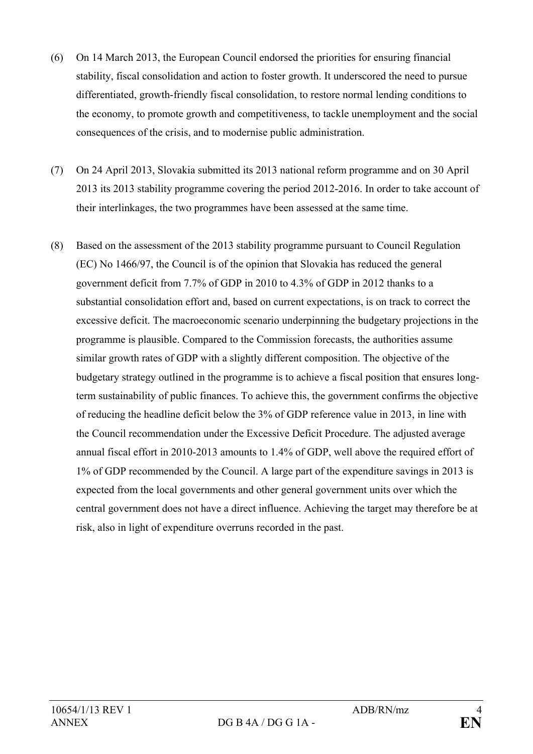(6) On 14 March 2013, the European Council endorsed the priorities for ensuring financial stability, fiscal consolidation and action to foster growth. It underscored the need to pursue differentiated, growth-friendly fiscal consolidation, to restore normal lending conditions to the economy, to promote growth and competitiveness, to tackle unemployment and the social consequences of the crisis, and to modernise public administration.

(7) On 24 April 2013, Slovakia submitted its 2013 national reform programme and on 30 April 2013 its 2013 stability programme covering the period 2012-2016. In order to take account of their interlinkages, the two programmes have been assessed at the same time.

(8) Based on the assessment of the 2013 stability programme pursuant to Council Regulation (EC) No 1466/97, the Council is of the opinion that Slovakia has reduced the general government deficit from 7.7% of GDP in 2010 to 4.3% of GDP in 2012 thanks to a substantial consolidation effort and, based on current expectations, is on track to correct the excessive deficit. The macroeconomic scenario underpinning the budgetary projections in the programme is plausible. Compared to the Commission forecasts, the authorities assume similar growth rates of GDP with a slightly different composition. The objective of the budgetary strategy outlined in the programme is to achieve a fiscal position that ensures long-term sustainability of public finances. To achieve this, the government confirms the objective of reducing the headline deficit below the 3% of GDP reference value in 2013, in line with the Council recommendation under the Excessive Deficit Procedure. The adjusted average annual fiscal effort in 2010-2013 amounts to 1.4% of GDP, well above the required effort of 1% of GDP recommended by the Council. A large part of the expenditure savings in 2013 is expected from the local governments and other general government units over which the central government does not have a direct influence. Achieving the target may therefore be at risk, also in light of expenditure overruns recorded in the past.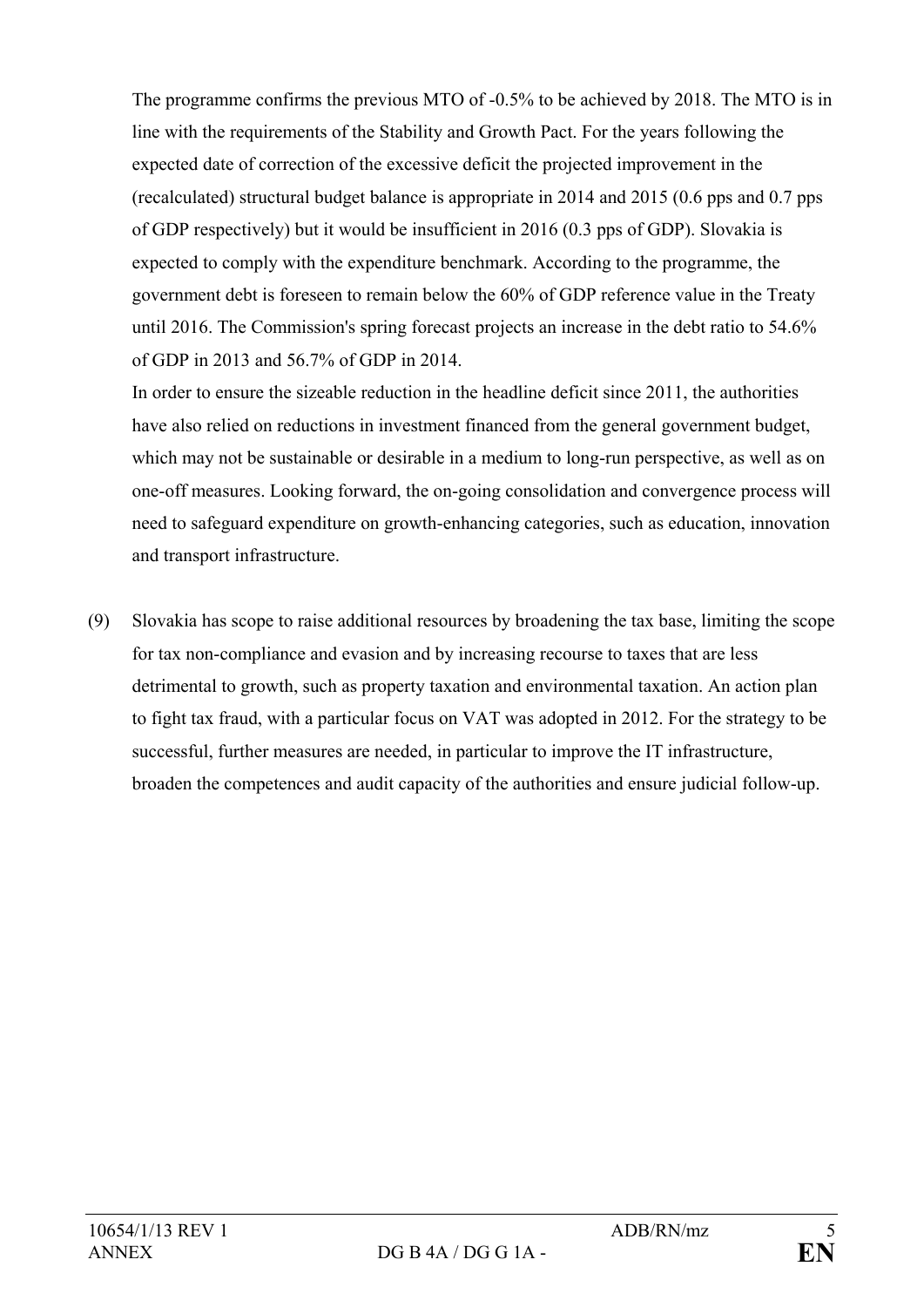The programme confirms the previous MTO of -0.5% to be achieved by 2018. The MTO is in line with the requirements of the Stability and Growth Pact. For the years following the expected date of correction of the excessive deficit the projected improvement in the (recalculated) structural budget balance is appropriate in 2014 and 2015 (0.6 pps and 0.7 pps of GDP respectively) but it would be insufficient in 2016 (0.3 pps of GDP). Slovakia is expected to comply with the expenditure benchmark. According to the programme, the government debt is foreseen to remain below the 60% of GDP reference value in the Treaty until 2016. The Commission's spring forecast projects an increase in the debt ratio to 54.6% of GDP in 2013 and 56.7% of GDP in 2014.

In order to ensure the sizeable reduction in the headline deficit since 2011, the authorities have also relied on reductions in investment financed from the general government budget, which may not be sustainable or desirable in a medium to long-run perspective, as well as on one-off measures. Looking forward, the on-going consolidation and convergence process will need to safeguard expenditure on growth-enhancing categories, such as education, innovation and transport infrastructure.

(9) Slovakia has scope to raise additional resources by broadening the tax base, limiting the scope for tax non-compliance and evasion and by increasing recourse to taxes that are less detrimental to growth, such as property taxation and environmental taxation. An action plan to fight tax fraud, with a particular focus on VAT was adopted in 2012. For the strategy to be successful, further measures are needed, in particular to improve the IT infrastructure, broaden the competences and audit capacity of the authorities and ensure judicial follow-up.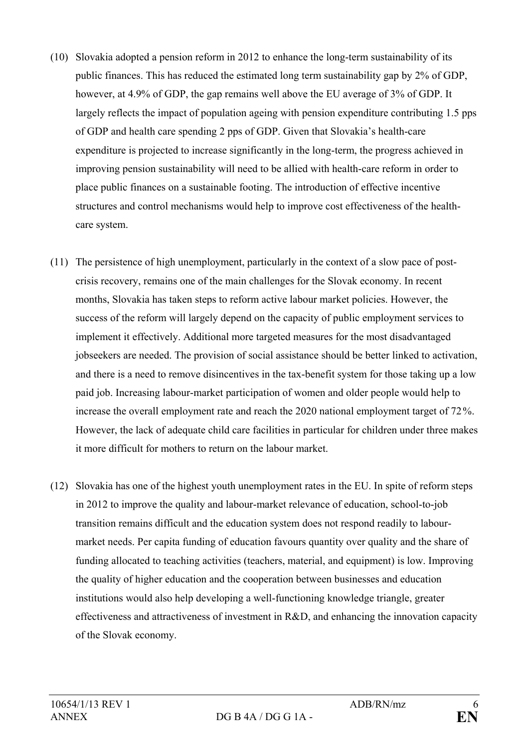(10) Slovakia adopted a pension reform in 2012 to enhance the long-term sustainability of its public finances. This has reduced the estimated long term sustainability gap by 2% of GDP, however, at 4.9% of GDP, the gap remains well above the EU average of 3% of GDP. It largely reflects the impact of population ageing with pension expenditure contributing 1.5 pps of GDP and health care spending 2 pps of GDP. Given that Slovakia's health-care expenditure is projected to increase significantly in the long-term, the progress achieved in improving pension sustainability will need to be allied with health-care reform in order to place public finances on a sustainable footing. The introduction of effective incentive structures and control mechanisms would help to improve cost effectiveness of the health-care system.

(11) The persistence of high unemployment, particularly in the context of a slow pace of post-crisis recovery, remains one of the main challenges for the Slovak economy. In recent months, Slovakia has taken steps to reform active labour market policies. However, the success of the reform will largely depend on the capacity of public employment services to implement it effectively. Additional more targeted measures for the most disadvantaged jobseekers are needed. The provision of social assistance should be better linked to activation, and there is a need to remove disincentives in the tax-benefit system for those taking up a low paid job. Increasing labour-market participation of women and older people would help to increase the overall employment rate and reach the 2020 national employment target of 72%. However, the lack of adequate child care facilities in particular for children under three makes it more difficult for mothers to return on the labour market.

(12) Slovakia has one of the highest youth unemployment rates in the EU. In spite of reform steps in 2012 to improve the quality and labour-market relevance of education, school-to-job transition remains difficult and the education system does not respond readily to labour-market needs. Per capita funding of education favours quantity over quality and the share of funding allocated to teaching activities (teachers, material, and equipment) is low. Improving the quality of higher education and the cooperation between businesses and education institutions would also help developing a well-functioning knowledge triangle, greater effectiveness and attractiveness of investment in R&D, and enhancing the innovation capacity of the Slovak economy.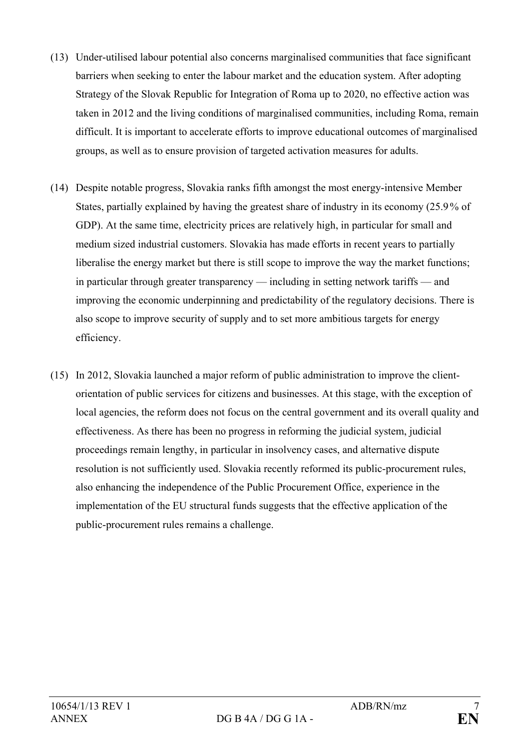(13) Under-utilised labour potential also concerns marginalised communities that face significant barriers when seeking to enter the labour market and the education system. After adopting Strategy of the Slovak Republic for Integration of Roma up to 2020, no effective action was taken in 2012 and the living conditions of marginalised communities, including Roma, remain difficult. It is important to accelerate efforts to improve educational outcomes of marginalised groups, as well as to ensure provision of targeted activation measures for adults.

(14) Despite notable progress, Slovakia ranks fifth amongst the most energy-intensive Member States, partially explained by having the greatest share of industry in its economy (25.9% of GDP). At the same time, electricity prices are relatively high, in particular for small and medium sized industrial customers. Slovakia has made efforts in recent years to partially liberalise the energy market but there is still scope to improve the way the market functions; in particular through greater transparency — including in setting network tariffs — and improving the economic underpinning and predictability of the regulatory decisions. There is also scope to improve security of supply and to set more ambitious targets for energy efficiency.

(15) In 2012, Slovakia launched a major reform of public administration to improve the client-orientation of public services for citizens and businesses. At this stage, with the exception of local agencies, the reform does not focus on the central government and its overall quality and effectiveness. As there has been no progress in reforming the judicial system, judicial proceedings remain lengthy, in particular in insolvency cases, and alternative dispute resolution is not sufficiently used. Slovakia recently reformed its public-procurement rules, also enhancing the independence of the Public Procurement Office, experience in the implementation of the EU structural funds suggests that the effective application of the public-procurement rules remains a challenge.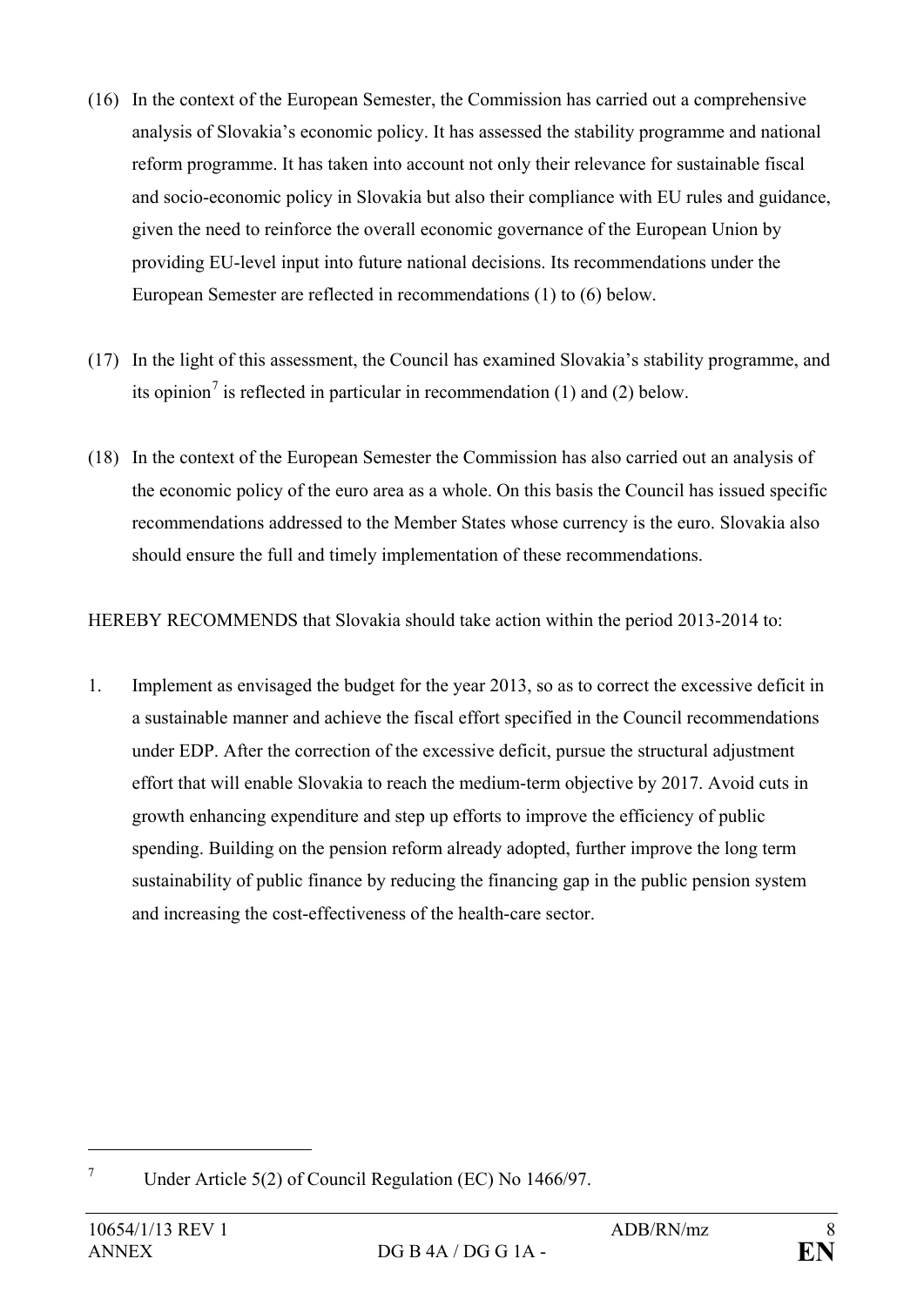(16) In the context of the European Semester, the Commission has carried out a comprehensive analysis of Slovakia's economic policy. It has assessed the stability programme and national reform programme. It has taken into account not only their relevance for sustainable fiscal and socio-economic policy in Slovakia but also their compliance with EU rules and guidance, given the need to reinforce the overall economic governance of the European Union by providing EU-level input into future national decisions. Its recommendations under the European Semester are reflected in recommendations (1) to (6) below.

(17) In the light of this assessment, the Council has examined Slovakia's stability programme, and its opinion[7] is reflected in particular in recommendation (1) and (2) below.

(18) In the context of the European Semester the Commission has also carried out an analysis of the economic policy of the euro area as a whole. On this basis the Council has issued specific recommendations addressed to the Member States whose currency is the euro. Slovakia also should ensure the full and timely implementation of these recommendations.

HEREBY RECOMMENDS that Slovakia should take action within the period 2013-2014 to:

1. Implement as envisaged the budget for the year 2013, so as to correct the excessive deficit in a sustainable manner and achieve the fiscal effort specified in the Council recommendations under EDP. After the correction of the excessive deficit, pursue the structural adjustment effort that will enable Slovakia to reach the medium-term objective by 2017. Avoid cuts in growth enhancing expenditure and step up efforts to improve the efficiency of public spending. Building on the pension reform already adopted, further improve the long term sustainability of public finance by reducing the financing gap in the public pension system and increasing the cost-effectiveness of the health-care sector.

---

[7] Under Article 5(2) of Council Regulation (EC) No 1466/97.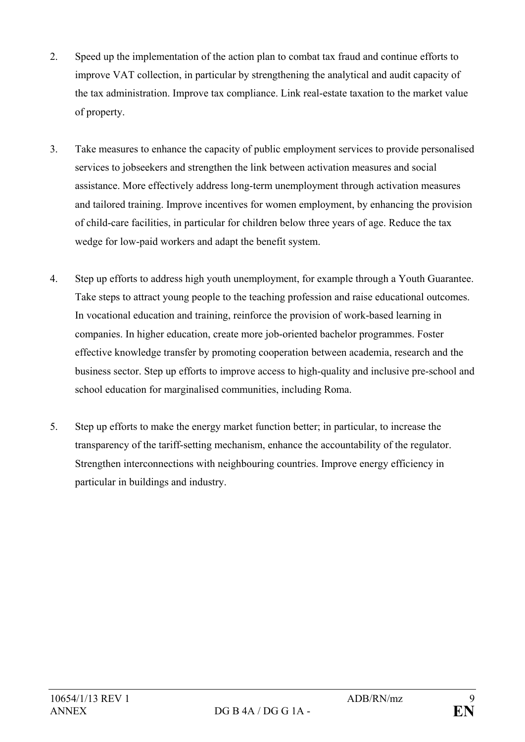2. Speed up the implementation of the action plan to combat tax fraud and continue efforts to improve VAT collection, in particular by strengthening the analytical and audit capacity of the tax administration. Improve tax compliance. Link real-estate taxation to the market value of property.

3. Take measures to enhance the capacity of public employment services to provide personalised services to jobseekers and strengthen the link between activation measures and social assistance. More effectively address long-term unemployment through activation measures and tailored training. Improve incentives for women employment, by enhancing the provision of child-care facilities, in particular for children below three years of age. Reduce the tax wedge for low-paid workers and adapt the benefit system.

4. Step up efforts to address high youth unemployment, for example through a Youth Guarantee. Take steps to attract young people to the teaching profession and raise educational outcomes. In vocational education and training, reinforce the provision of work-based learning in companies. In higher education, create more job-oriented bachelor programmes. Foster effective knowledge transfer by promoting cooperation between academia, research and the business sector. Step up efforts to improve access to high-quality and inclusive pre-school and school education for marginalised communities, including Roma.

5. Step up efforts to make the energy market function better; in particular, to increase the transparency of the tariff-setting mechanism, enhance the accountability of the regulator. Strengthen interconnections with neighbouring countries. Improve energy efficiency in particular in buildings and industry.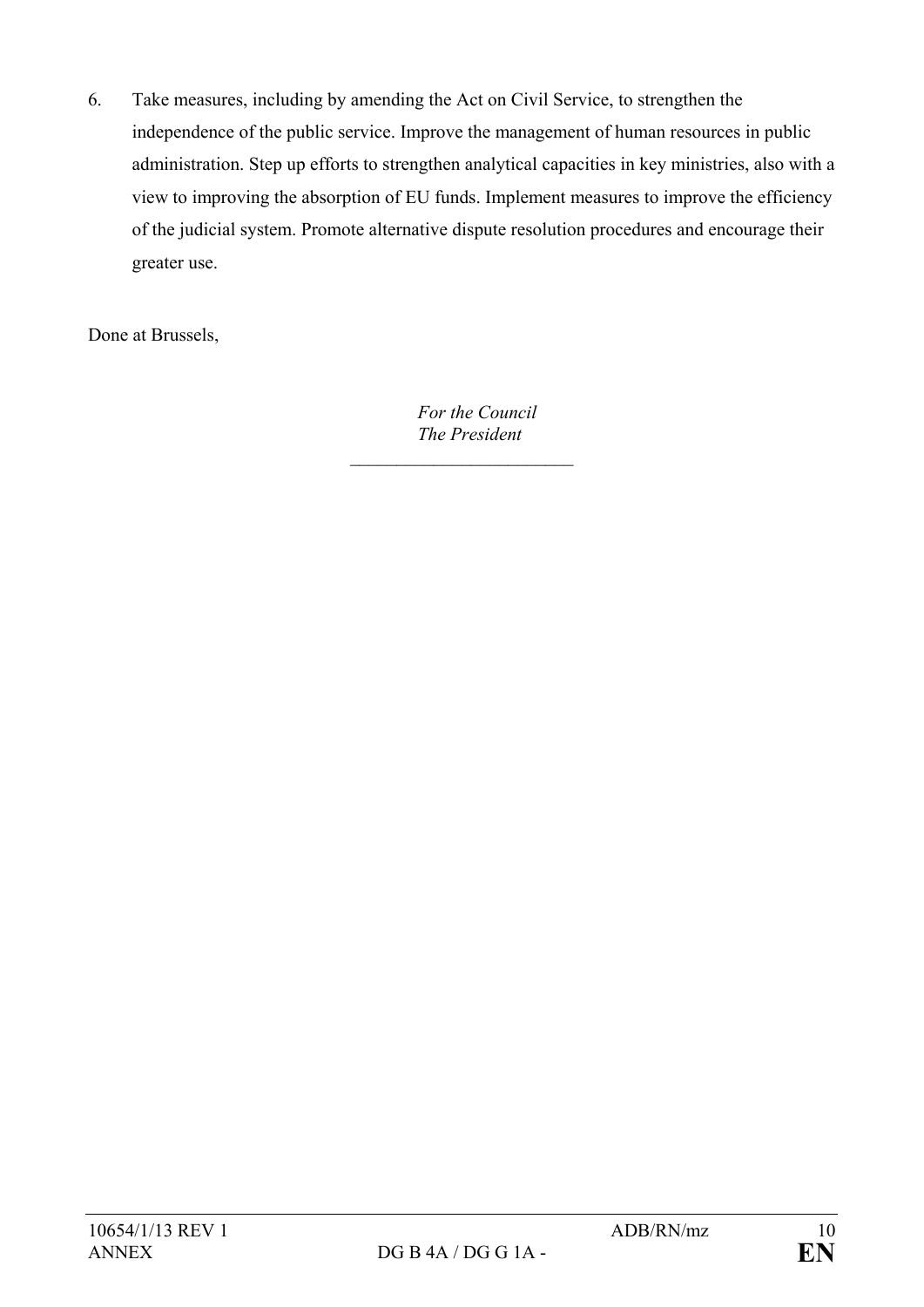6. Take measures, including by amending the Act on Civil Service, to strengthen the independence of the public service. Improve the management of human resources in public administration. Step up efforts to strengthen analytical capacities in key ministries, also with a view to improving the absorption of EU funds. Implement measures to improve the efficiency of the judicial system. Promote alternative dispute resolution procedures and encourage their greater use.

Done at Brussels,

*For the Council*
*The President*